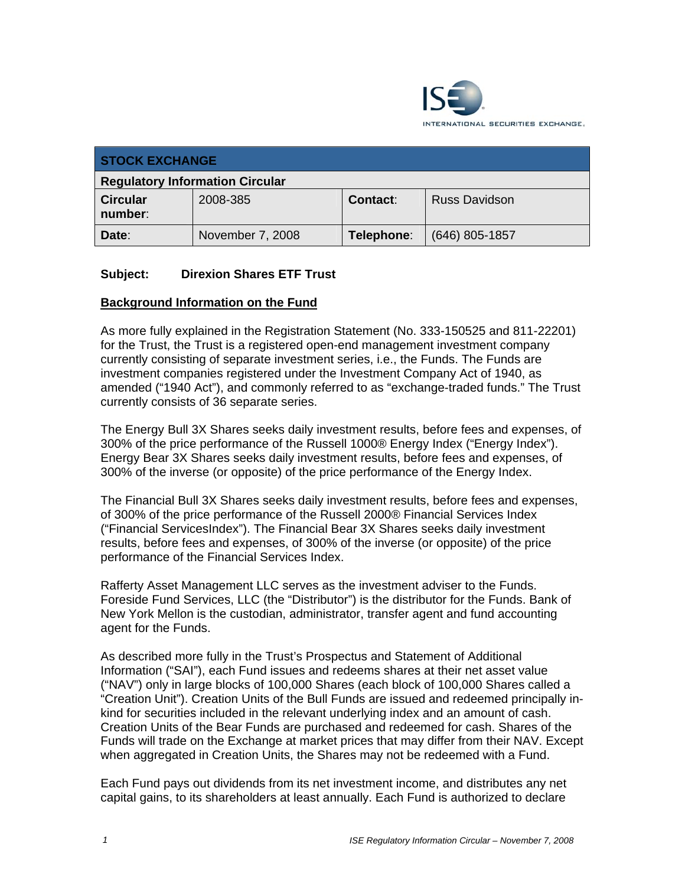INTERNATIONAL SECURITIES EXCHANGE.

| STOCK EXCHANGE | | | |
|---|---|---|---|
| **Regulatory Information Circular** | | | |
| **Circular number**: | 2008-385 | **Contact**: | Russ Davidson |
| **Date**: | November 7, 2008 | **Telephone**: | (646) 805-1857 |

**Subject: Direxion Shares ETF Trust**

## Background Information on the Fund

As more fully explained in the Registration Statement (No. 333-150525 and 811-22201) for the Trust, the Trust is a registered open-end management investment company currently consisting of separate investment series, i.e., the Funds. The Funds are investment companies registered under the Investment Company Act of 1940, as amended ("1940 Act"), and commonly referred to as "exchange-traded funds." The Trust currently consists of 36 separate series.

The Energy Bull 3X Shares seeks daily investment results, before fees and expenses, of 300% of the price performance of the Russell 1000® Energy Index ("Energy Index"). Energy Bear 3X Shares seeks daily investment results, before fees and expenses, of 300% of the inverse (or opposite) of the price performance of the Energy Index.

The Financial Bull 3X Shares seeks daily investment results, before fees and expenses, of 300% of the price performance of the Russell 2000® Financial Services Index ("Financial ServicesIndex"). The Financial Bear 3X Shares seeks daily investment results, before fees and expenses, of 300% of the inverse (or opposite) of the price performance of the Financial Services Index.

Rafferty Asset Management LLC serves as the investment adviser to the Funds. Foreside Fund Services, LLC (the "Distributor") is the distributor for the Funds. Bank of New York Mellon is the custodian, administrator, transfer agent and fund accounting agent for the Funds.

As described more fully in the Trust's Prospectus and Statement of Additional Information ("SAI"), each Fund issues and redeems shares at their net asset value ("NAV") only in large blocks of 100,000 Shares (each block of 100,000 Shares called a "Creation Unit"). Creation Units of the Bull Funds are issued and redeemed principally in-kind for securities included in the relevant underlying index and an amount of cash. Creation Units of the Bear Funds are purchased and redeemed for cash. Shares of the Funds will trade on the Exchange at market prices that may differ from their NAV. Except when aggregated in Creation Units, the Shares may not be redeemed with a Fund.

Each Fund pays out dividends from its net investment income, and distributes any net capital gains, to its shareholders at least annually. Each Fund is authorized to declare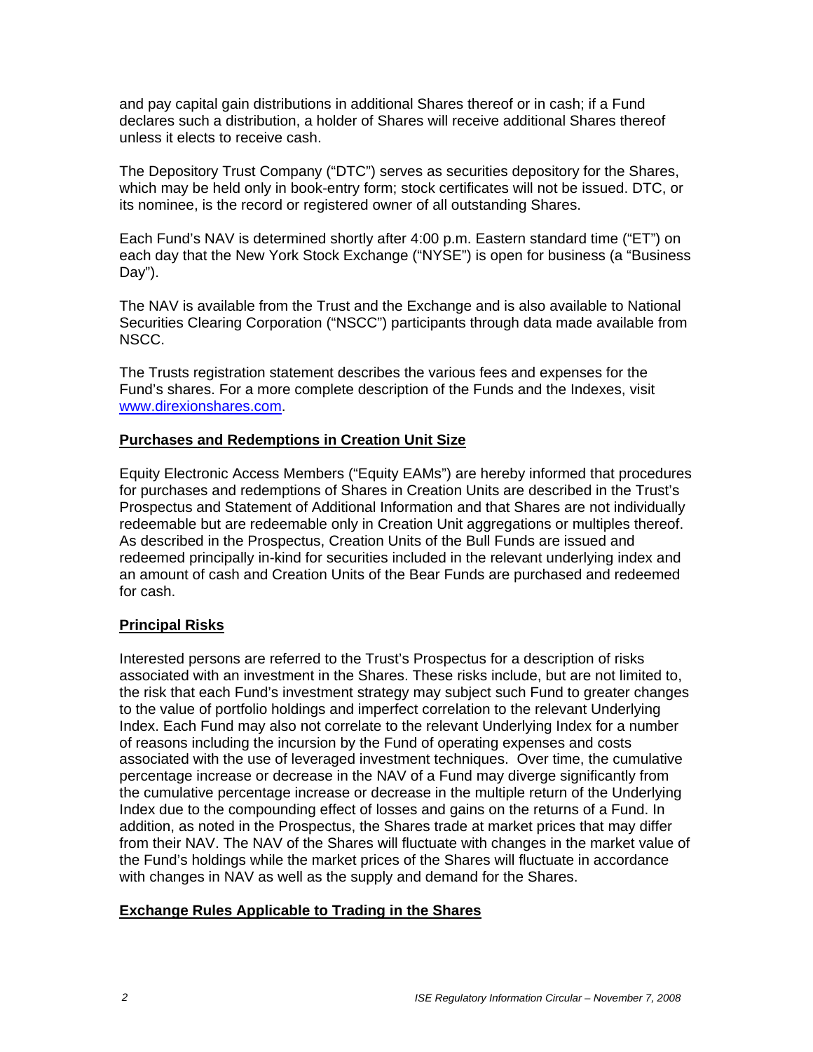and pay capital gain distributions in additional Shares thereof or in cash; if a Fund declares such a distribution, a holder of Shares will receive additional Shares thereof unless it elects to receive cash.

The Depository Trust Company ("DTC") serves as securities depository for the Shares, which may be held only in book-entry form; stock certificates will not be issued. DTC, or its nominee, is the record or registered owner of all outstanding Shares.

Each Fund's NAV is determined shortly after 4:00 p.m. Eastern standard time ("ET") on each day that the New York Stock Exchange ("NYSE") is open for business (a "Business Day").

The NAV is available from the Trust and the Exchange and is also available to National Securities Clearing Corporation ("NSCC") participants through data made available from NSCC.

The Trusts registration statement describes the various fees and expenses for the Fund's shares. For a more complete description of the Funds and the Indexes, visit www.direxionshares.com.

**Purchases and Redemptions in Creation Unit Size**

Equity Electronic Access Members ("Equity EAMs") are hereby informed that procedures for purchases and redemptions of Shares in Creation Units are described in the Trust's Prospectus and Statement of Additional Information and that Shares are not individually redeemable but are redeemable only in Creation Unit aggregations or multiples thereof. As described in the Prospectus, Creation Units of the Bull Funds are issued and redeemed principally in-kind for securities included in the relevant underlying index and an amount of cash and Creation Units of the Bear Funds are purchased and redeemed for cash.

**Principal Risks**

Interested persons are referred to the Trust's Prospectus for a description of risks associated with an investment in the Shares. These risks include, but are not limited to, the risk that each Fund's investment strategy may subject such Fund to greater changes to the value of portfolio holdings and imperfect correlation to the relevant Underlying Index. Each Fund may also not correlate to the relevant Underlying Index for a number of reasons including the incursion by the Fund of operating expenses and costs associated with the use of leveraged investment techniques. Over time, the cumulative percentage increase or decrease in the NAV of a Fund may diverge significantly from the cumulative percentage increase or decrease in the multiple return of the Underlying Index due to the compounding effect of losses and gains on the returns of a Fund. In addition, as noted in the Prospectus, the Shares trade at market prices that may differ from their NAV. The NAV of the Shares will fluctuate with changes in the market value of the Fund's holdings while the market prices of the Shares will fluctuate in accordance with changes in NAV as well as the supply and demand for the Shares.

**Exchange Rules Applicable to Trading in the Shares**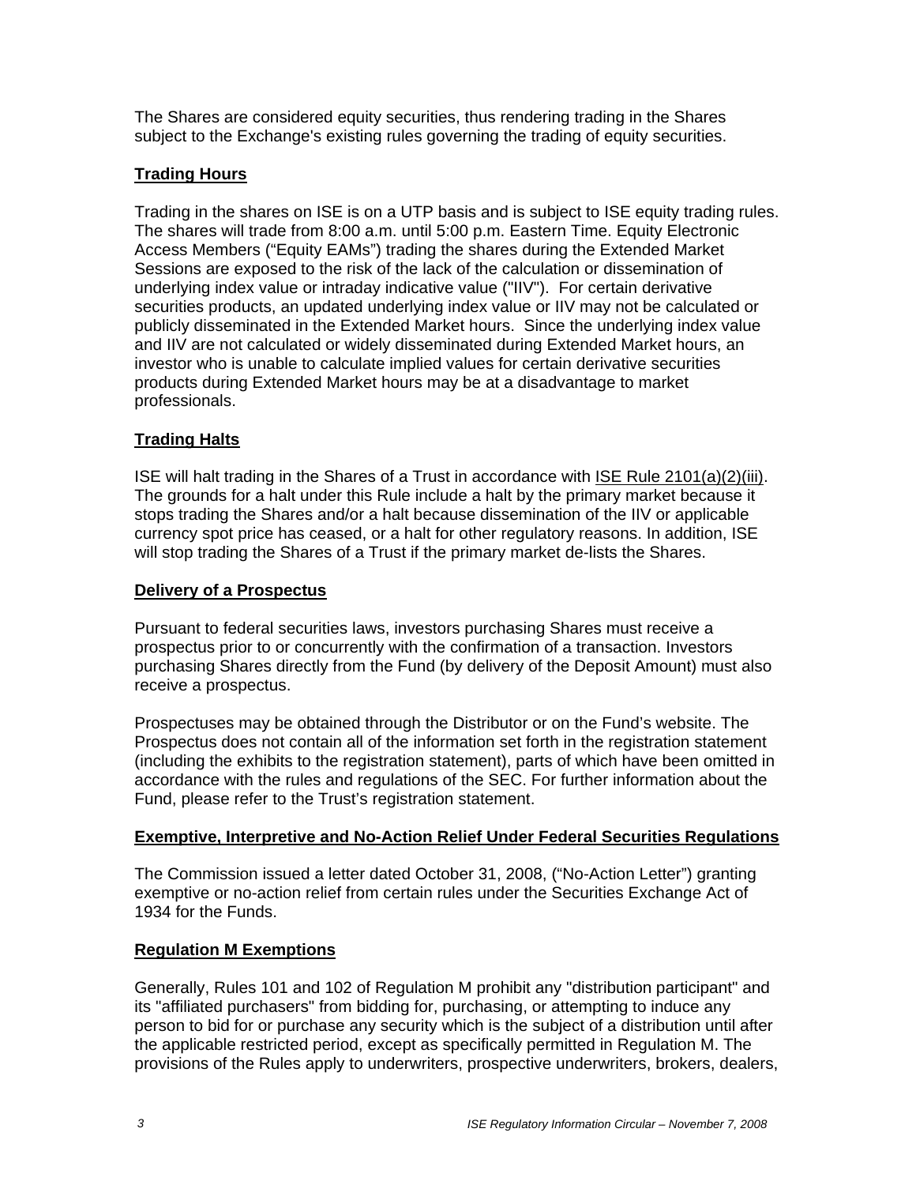The Shares are considered equity securities, thus rendering trading in the Shares subject to the Exchange's existing rules governing the trading of equity securities.

## Trading Hours

Trading in the shares on ISE is on a UTP basis and is subject to ISE equity trading rules. The shares will trade from 8:00 a.m. until 5:00 p.m. Eastern Time. Equity Electronic Access Members ("Equity EAMs") trading the shares during the Extended Market Sessions are exposed to the risk of the lack of the calculation or dissemination of underlying index value or intraday indicative value ("IIV"). For certain derivative securities products, an updated underlying index value or IIV may not be calculated or publicly disseminated in the Extended Market hours. Since the underlying index value and IIV are not calculated or widely disseminated during Extended Market hours, an investor who is unable to calculate implied values for certain derivative securities products during Extended Market hours may be at a disadvantage to market professionals.

## Trading Halts

ISE will halt trading in the Shares of a Trust in accordance with ISE Rule 2101(a)(2)(iii). The grounds for a halt under this Rule include a halt by the primary market because it stops trading the Shares and/or a halt because dissemination of the IIV or applicable currency spot price has ceased, or a halt for other regulatory reasons. In addition, ISE will stop trading the Shares of a Trust if the primary market de-lists the Shares.

## Delivery of a Prospectus

Pursuant to federal securities laws, investors purchasing Shares must receive a prospectus prior to or concurrently with the confirmation of a transaction. Investors purchasing Shares directly from the Fund (by delivery of the Deposit Amount) must also receive a prospectus.

Prospectuses may be obtained through the Distributor or on the Fund's website. The Prospectus does not contain all of the information set forth in the registration statement (including the exhibits to the registration statement), parts of which have been omitted in accordance with the rules and regulations of the SEC. For further information about the Fund, please refer to the Trust's registration statement.

## Exemptive, Interpretive and No-Action Relief Under Federal Securities Regulations

The Commission issued a letter dated October 31, 2008, ("No-Action Letter") granting exemptive or no-action relief from certain rules under the Securities Exchange Act of 1934 for the Funds.

## Regulation M Exemptions

Generally, Rules 101 and 102 of Regulation M prohibit any "distribution participant" and its "affiliated purchasers" from bidding for, purchasing, or attempting to induce any person to bid for or purchase any security which is the subject of a distribution until after the applicable restricted period, except as specifically permitted in Regulation M. The provisions of the Rules apply to underwriters, prospective underwriters, brokers, dealers,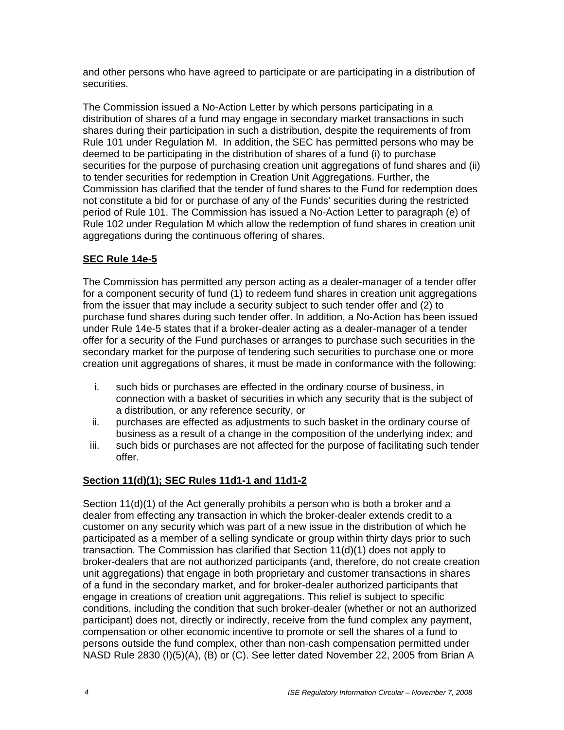and other persons who have agreed to participate or are participating in a distribution of securities.

The Commission issued a No-Action Letter by which persons participating in a distribution of shares of a fund may engage in secondary market transactions in such shares during their participation in such a distribution, despite the requirements of from Rule 101 under Regulation M. In addition, the SEC has permitted persons who may be deemed to be participating in the distribution of shares of a fund (i) to purchase securities for the purpose of purchasing creation unit aggregations of fund shares and (ii) to tender securities for redemption in Creation Unit Aggregations. Further, the Commission has clarified that the tender of fund shares to the Fund for redemption does not constitute a bid for or purchase of any of the Funds' securities during the restricted period of Rule 101. The Commission has issued a No-Action Letter to paragraph (e) of Rule 102 under Regulation M which allow the redemption of fund shares in creation unit aggregations during the continuous offering of shares.

**SEC Rule 14e-5**

The Commission has permitted any person acting as a dealer-manager of a tender offer for a component security of fund (1) to redeem fund shares in creation unit aggregations from the issuer that may include a security subject to such tender offer and (2) to purchase fund shares during such tender offer. In addition, a No-Action has been issued under Rule 14e-5 states that if a broker-dealer acting as a dealer-manager of a tender offer for a security of the Fund purchases or arranges to purchase such securities in the secondary market for the purpose of tendering such securities to purchase one or more creation unit aggregations of shares, it must be made in conformance with the following:

i. such bids or purchases are effected in the ordinary course of business, in connection with a basket of securities in which any security that is the subject of a distribution, or any reference security, or
ii. purchases are effected as adjustments to such basket in the ordinary course of business as a result of a change in the composition of the underlying index; and
iii. such bids or purchases are not affected for the purpose of facilitating such tender offer.

**Section 11(d)(1); SEC Rules 11d1-1 and 11d1-2**

Section 11(d)(1) of the Act generally prohibits a person who is both a broker and a dealer from effecting any transaction in which the broker-dealer extends credit to a customer on any security which was part of a new issue in the distribution of which he participated as a member of a selling syndicate or group within thirty days prior to such transaction. The Commission has clarified that Section 11(d)(1) does not apply to broker-dealers that are not authorized participants (and, therefore, do not create creation unit aggregations) that engage in both proprietary and customer transactions in shares of a fund in the secondary market, and for broker-dealer authorized participants that engage in creations of creation unit aggregations. This relief is subject to specific conditions, including the condition that such broker-dealer (whether or not an authorized participant) does not, directly or indirectly, receive from the fund complex any payment, compensation or other economic incentive to promote or sell the shares of a fund to persons outside the fund complex, other than non-cash compensation permitted under NASD Rule 2830 (I)(5)(A), (B) or (C). See letter dated November 22, 2005 from Brian A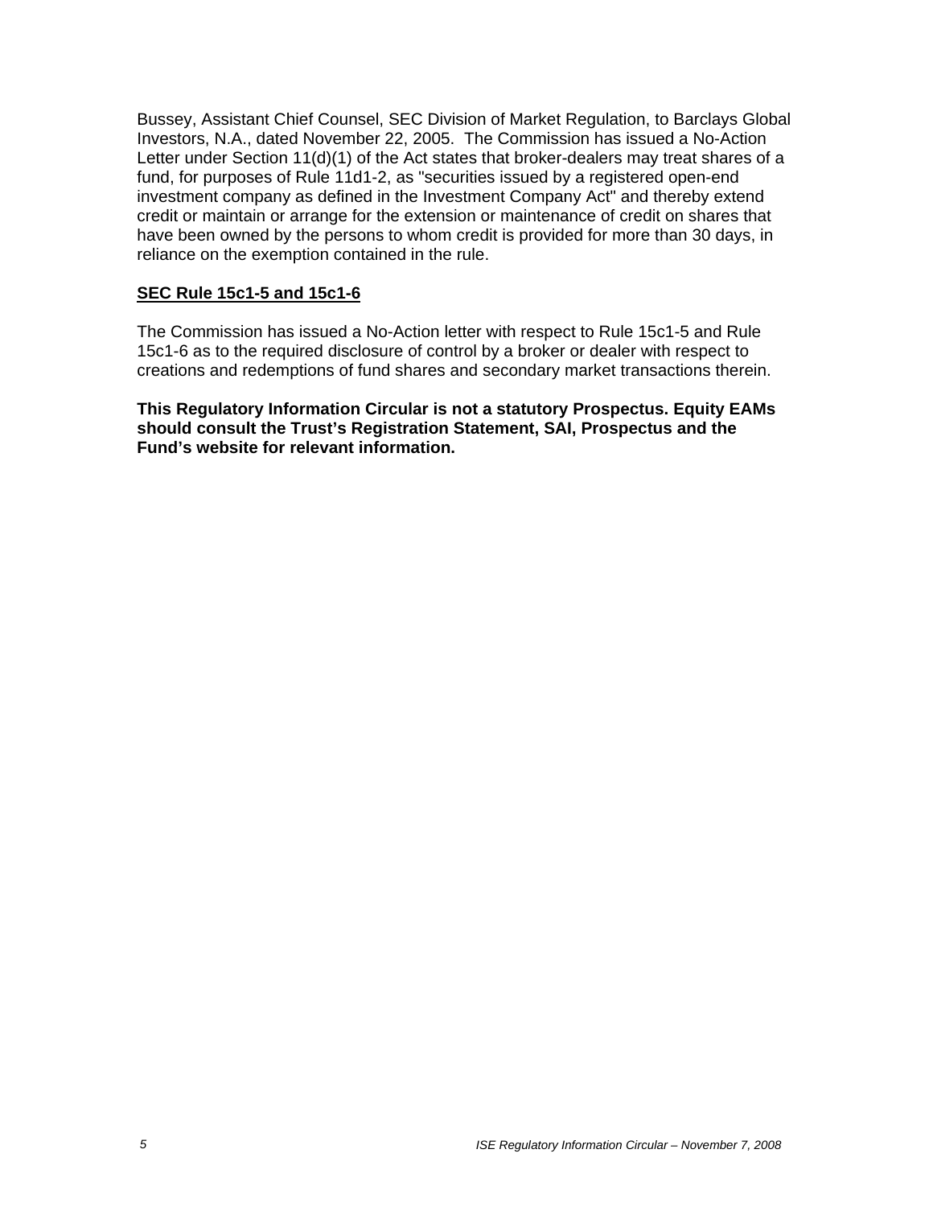Bussey, Assistant Chief Counsel, SEC Division of Market Regulation, to Barclays Global Investors, N.A., dated November 22, 2005. The Commission has issued a No-Action Letter under Section 11(d)(1) of the Act states that broker-dealers may treat shares of a fund, for purposes of Rule 11d1-2, as "securities issued by a registered open-end investment company as defined in the Investment Company Act" and thereby extend credit or maintain or arrange for the extension or maintenance of credit on shares that have been owned by the persons to whom credit is provided for more than 30 days, in reliance on the exemption contained in the rule.

## SEC Rule 15c1-5 and 15c1-6

The Commission has issued a No-Action letter with respect to Rule 15c1-5 and Rule 15c1-6 as to the required disclosure of control by a broker or dealer with respect to creations and redemptions of fund shares and secondary market transactions therein.

**This Regulatory Information Circular is not a statutory Prospectus. Equity EAMs should consult the Trust's Registration Statement, SAI, Prospectus and the Fund's website for relevant information.**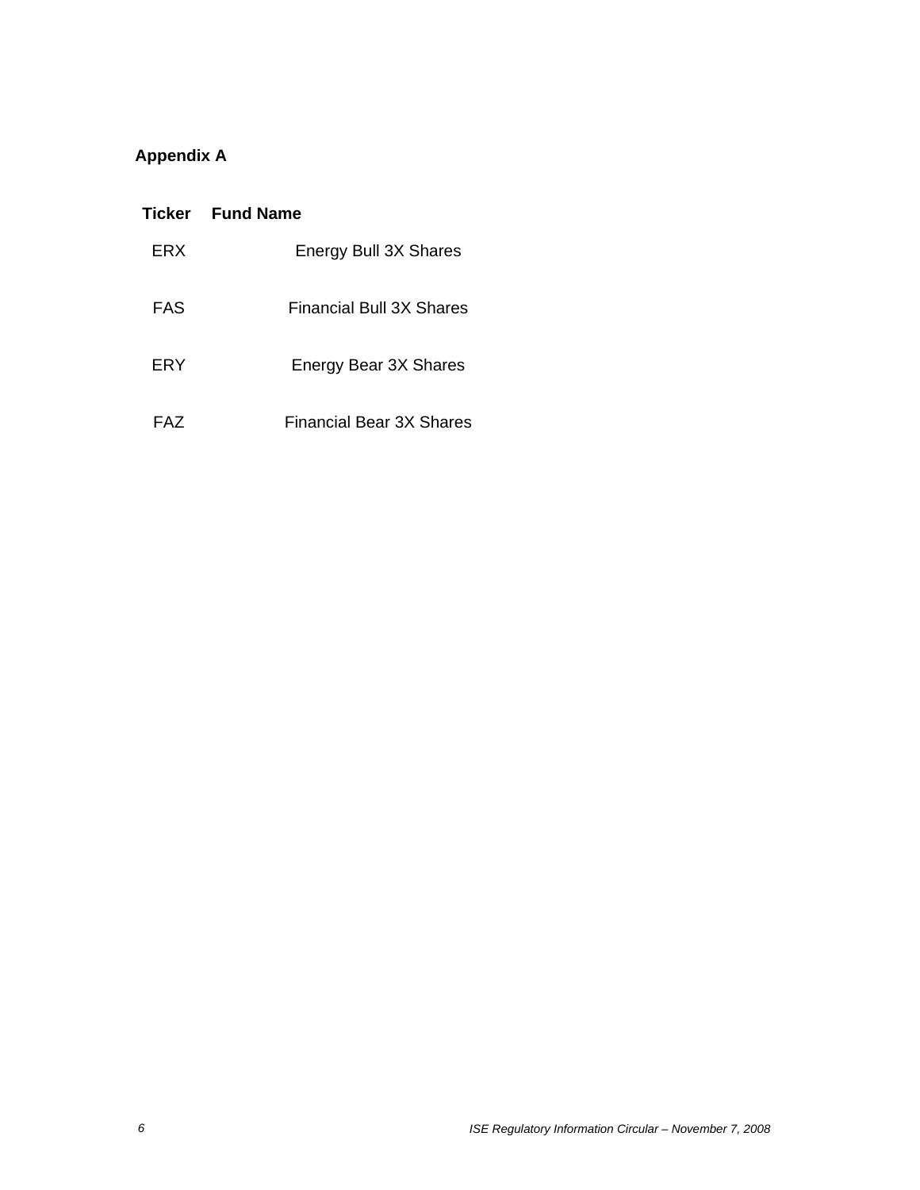## Appendix A

| Ticker | Fund Name |
|---|---|
| ERX | Energy Bull 3X Shares |
| FAS | Financial Bull 3X Shares |
| ERY | Energy Bear 3X Shares |
| FAZ | Financial Bear 3X Shares |